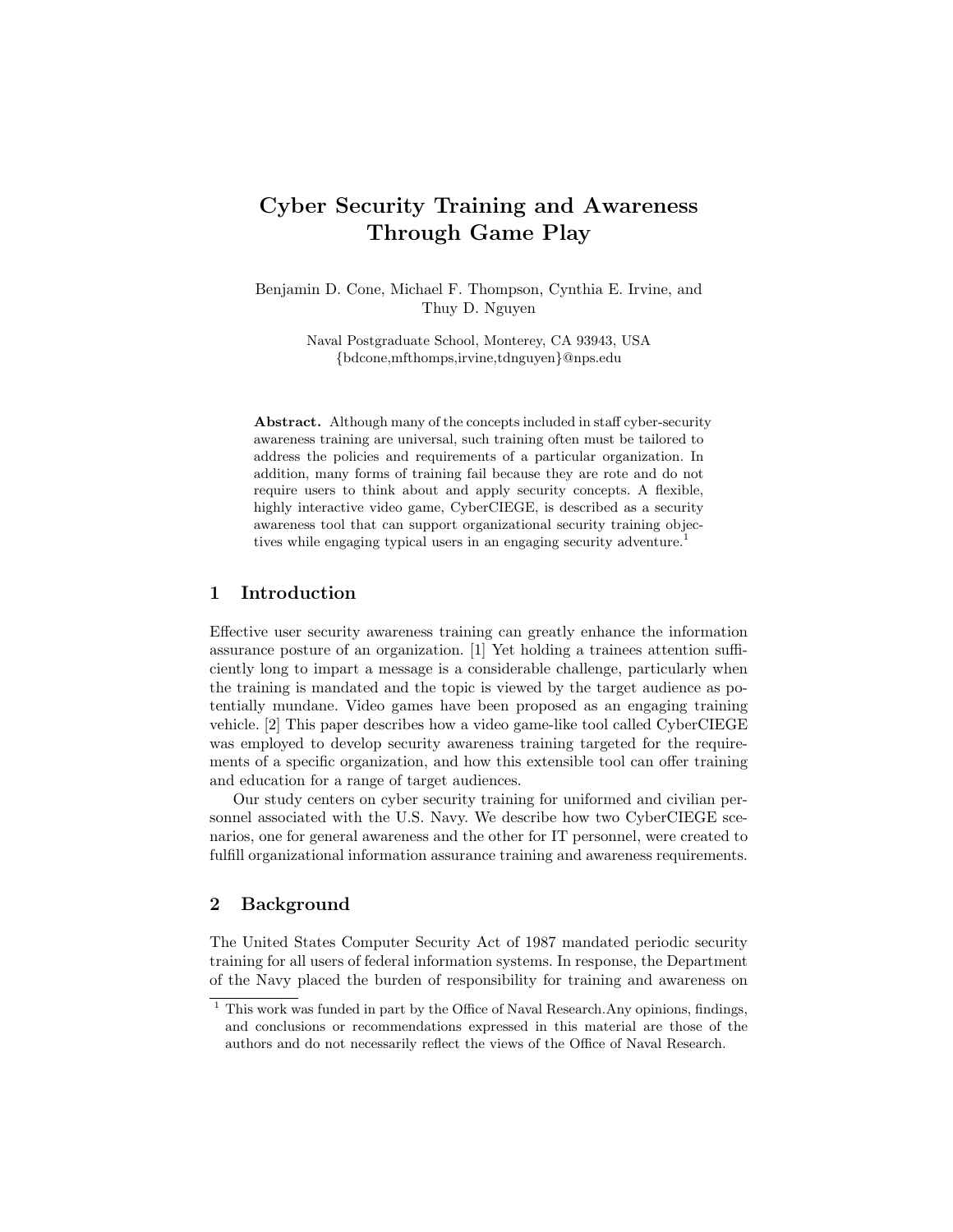# Cyber Security Training and Awareness Through Game Play

Benjamin D. Cone, Michael F. Thompson, Cynthia E. Irvine, and Thuy D. Nguyen

Naval Postgraduate School, Monterey, CA 93943, USA
{bdcone,mfthomps,irvine,tdnguyen}@nps.edu

**Abstract.** Although many of the concepts included in staff cyber-security awareness training are universal, such training often must be tailored to address the policies and requirements of a particular organization. In addition, many forms of training fail because they are rote and do not require users to think about and apply security concepts. A flexible, highly interactive video game, CyberCIEGE, is described as a security awareness tool that can support organizational security training objectives while engaging typical users in an engaging security adventure.[1]

## 1 Introduction

Effective user security awareness training can greatly enhance the information assurance posture of an organization. [1] Yet holding a trainees attention sufficiently long to impart a message is a considerable challenge, particularly when the training is mandated and the topic is viewed by the target audience as potentially mundane. Video games have been proposed as an engaging training vehicle. [2] This paper describes how a video game-like tool called CyberCIEGE was employed to develop security awareness training targeted for the requirements of a specific organization, and how this extensible tool can offer training and education for a range of target audiences.

Our study centers on cyber security training for uniformed and civilian personnel associated with the U.S. Navy. We describe how two CyberCIEGE scenarios, one for general awareness and the other for IT personnel, were created to fulfill organizational information assurance training and awareness requirements.

## 2 Background

The United States Computer Security Act of 1987 mandated periodic security training for all users of federal information systems. In response, the Department of the Navy placed the burden of responsibility for training and awareness on

[1] This work was funded in part by the Office of Naval Research.Any opinions, findings, and conclusions or recommendations expressed in this material are those of the authors and do not necessarily reflect the views of the Office of Naval Research.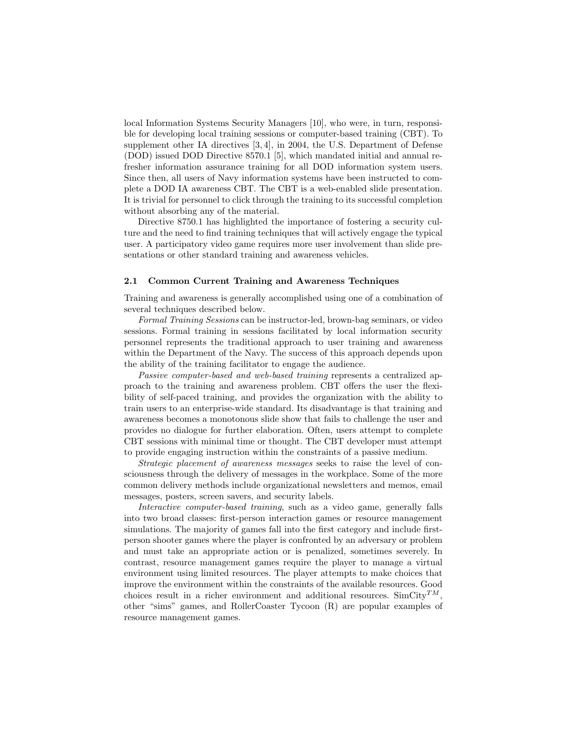local Information Systems Security Managers [10], who were, in turn, responsible for developing local training sessions or computer-based training (CBT). To supplement other IA directives [3, 4], in 2004, the U.S. Department of Defense (DOD) issued DOD Directive 8570.1 [5], which mandated initial and annual refresher information assurance training for all DOD information system users. Since then, all users of Navy information systems have been instructed to complete a DOD IA awareness CBT. The CBT is a web-enabled slide presentation. It is trivial for personnel to click through the training to its successful completion without absorbing any of the material.

Directive 8750.1 has highlighted the importance of fostering a security culture and the need to find training techniques that will actively engage the typical user. A participatory video game requires more user involvement than slide presentations or other standard training and awareness vehicles.

### 2.1 Common Current Training and Awareness Techniques

Training and awareness is generally accomplished using one of a combination of several techniques described below.

*Formal Training Sessions* can be instructor-led, brown-bag seminars, or video sessions. Formal training in sessions facilitated by local information security personnel represents the traditional approach to user training and awareness within the Department of the Navy. The success of this approach depends upon the ability of the training facilitator to engage the audience.

*Passive computer-based and web-based training* represents a centralized approach to the training and awareness problem. CBT offers the user the flexibility of self-paced training, and provides the organization with the ability to train users to an enterprise-wide standard. Its disadvantage is that training and awareness becomes a monotonous slide show that fails to challenge the user and provides no dialogue for further elaboration. Often, users attempt to complete CBT sessions with minimal time or thought. The CBT developer must attempt to provide engaging instruction within the constraints of a passive medium.

*Strategic placement of awareness messages* seeks to raise the level of consciousness through the delivery of messages in the workplace. Some of the more common delivery methods include organizational newsletters and memos, email messages, posters, screen savers, and security labels.

*Interactive computer-based training*, such as a video game, generally falls into two broad classes: first-person interaction games or resource management simulations. The majority of games fall into the first category and include first-person shooter games where the player is confronted by an adversary or problem and must take an appropriate action or is penalized, sometimes severely. In contrast, resource management games require the player to manage a virtual environment using limited resources. The player attempts to make choices that improve the environment within the constraints of the available resources. Good choices result in a richer environment and additional resources. SimCity$^{TM}$, other "sims" games, and RollerCoaster Tycoon (R) are popular examples of resource management games.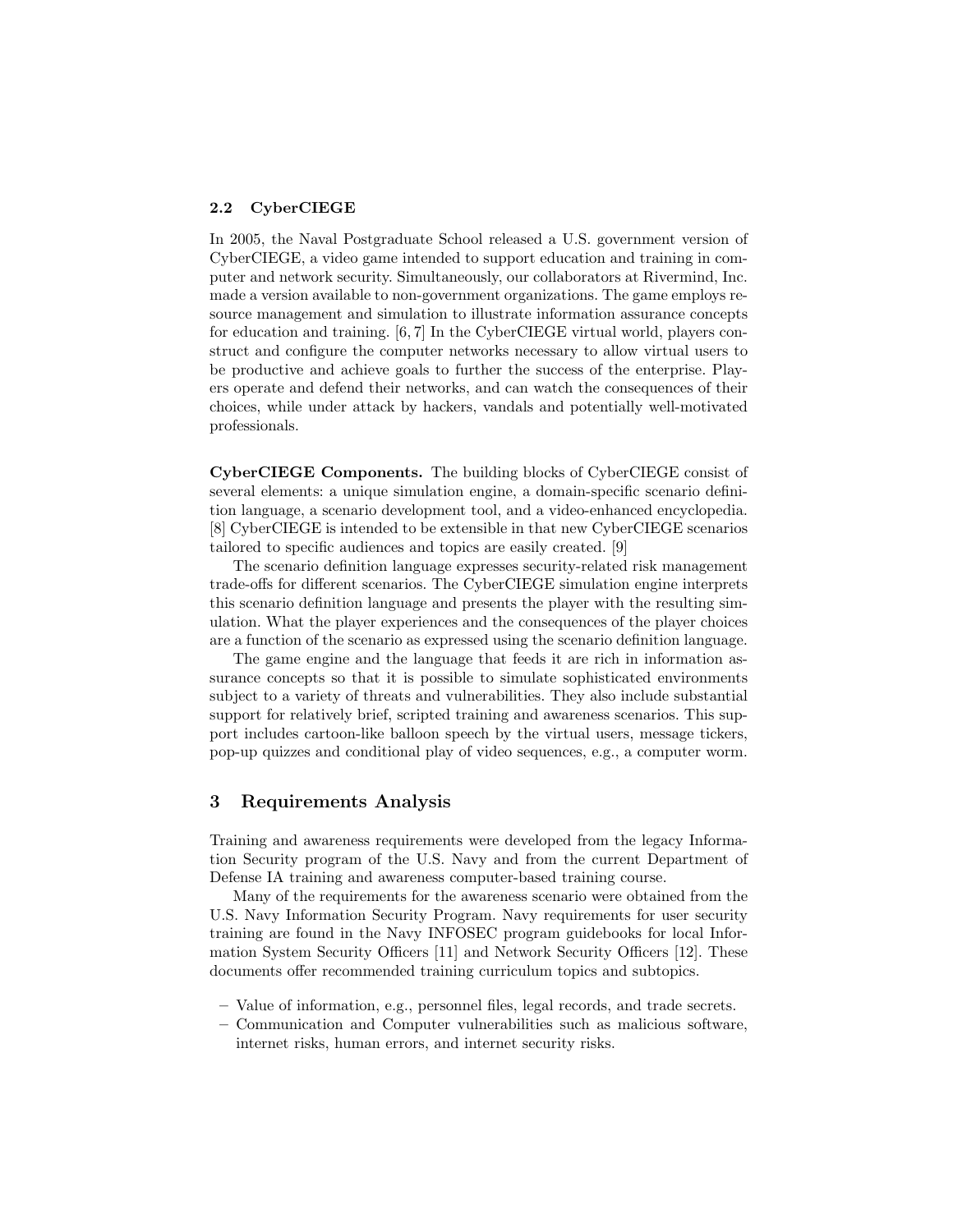### 2.2 CyberCIEGE

In 2005, the Naval Postgraduate School released a U.S. government version of CyberCIEGE, a video game intended to support education and training in computer and network security. Simultaneously, our collaborators at Rivermind, Inc. made a version available to non-government organizations. The game employs resource management and simulation to illustrate information assurance concepts for education and training. [6, 7] In the CyberCIEGE virtual world, players construct and configure the computer networks necessary to allow virtual users to be productive and achieve goals to further the success of the enterprise. Players operate and defend their networks, and can watch the consequences of their choices, while under attack by hackers, vandals and potentially well-motivated professionals.

**CyberCIEGE Components.** The building blocks of CyberCIEGE consist of several elements: a unique simulation engine, a domain-specific scenario definition language, a scenario development tool, and a video-enhanced encyclopedia. [8] CyberCIEGE is intended to be extensible in that new CyberCIEGE scenarios tailored to specific audiences and topics are easily created. [9]

The scenario definition language expresses security-related risk management trade-offs for different scenarios. The CyberCIEGE simulation engine interprets this scenario definition language and presents the player with the resulting simulation. What the player experiences and the consequences of the player choices are a function of the scenario as expressed using the scenario definition language.

The game engine and the language that feeds it are rich in information assurance concepts so that it is possible to simulate sophisticated environments subject to a variety of threats and vulnerabilities. They also include substantial support for relatively brief, scripted training and awareness scenarios. This support includes cartoon-like balloon speech by the virtual users, message tickers, pop-up quizzes and conditional play of video sequences, e.g., a computer worm.

## 3 Requirements Analysis

Training and awareness requirements were developed from the legacy Information Security program of the U.S. Navy and from the current Department of Defense IA training and awareness computer-based training course.

Many of the requirements for the awareness scenario were obtained from the U.S. Navy Information Security Program. Navy requirements for user security training are found in the Navy INFOSEC program guidebooks for local Information System Security Officers [11] and Network Security Officers [12]. These documents offer recommended training curriculum topics and subtopics.

- Value of information, e.g., personnel files, legal records, and trade secrets.
- Communication and Computer vulnerabilities such as malicious software, internet risks, human errors, and internet security risks.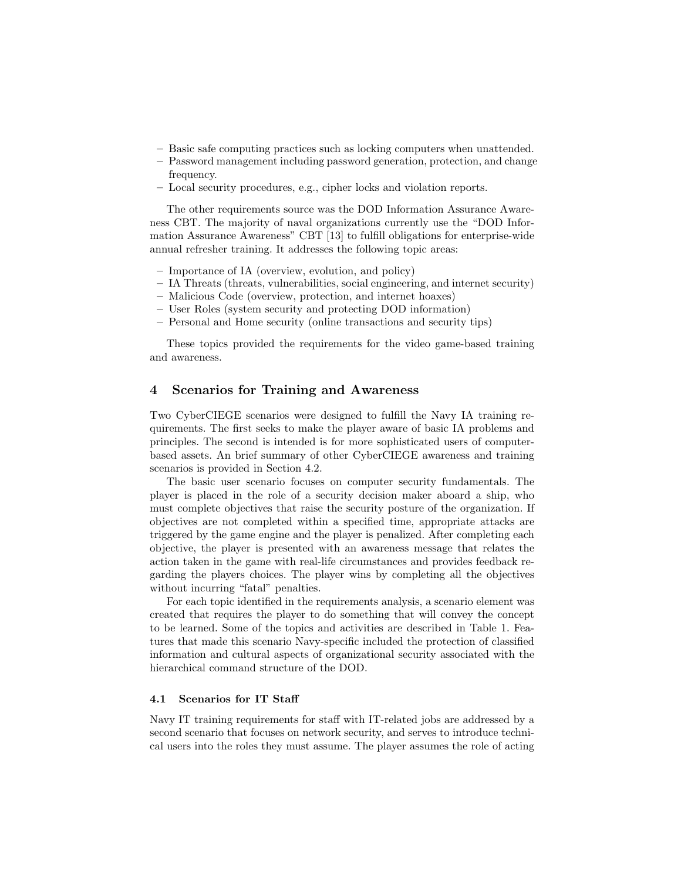- Basic safe computing practices such as locking computers when unattended.
- Password management including password generation, protection, and change frequency.
- Local security procedures, e.g., cipher locks and violation reports.

The other requirements source was the DOD Information Assurance Awareness CBT. The majority of naval organizations currently use the "DOD Information Assurance Awareness" CBT [13] to fulfill obligations for enterprise-wide annual refresher training. It addresses the following topic areas:

- Importance of IA (overview, evolution, and policy)
- IA Threats (threats, vulnerabilities, social engineering, and internet security)
- Malicious Code (overview, protection, and internet hoaxes)
- User Roles (system security and protecting DOD information)
- Personal and Home security (online transactions and security tips)

These topics provided the requirements for the video game-based training and awareness.

## 4 Scenarios for Training and Awareness

Two CyberCIEGE scenarios were designed to fulfill the Navy IA training requirements. The first seeks to make the player aware of basic IA problems and principles. The second is intended is for more sophisticated users of computer-based assets. An brief summary of other CyberCIEGE awareness and training scenarios is provided in Section 4.2.

The basic user scenario focuses on computer security fundamentals. The player is placed in the role of a security decision maker aboard a ship, who must complete objectives that raise the security posture of the organization. If objectives are not completed within a specified time, appropriate attacks are triggered by the game engine and the player is penalized. After completing each objective, the player is presented with an awareness message that relates the action taken in the game with real-life circumstances and provides feedback regarding the players choices. The player wins by completing all the objectives without incurring "fatal" penalties.

For each topic identified in the requirements analysis, a scenario element was created that requires the player to do something that will convey the concept to be learned. Some of the topics and activities are described in Table 1. Features that made this scenario Navy-specific included the protection of classified information and cultural aspects of organizational security associated with the hierarchical command structure of the DOD.

### 4.1 Scenarios for IT Staff

Navy IT training requirements for staff with IT-related jobs are addressed by a second scenario that focuses on network security, and serves to introduce technical users into the roles they must assume. The player assumes the role of acting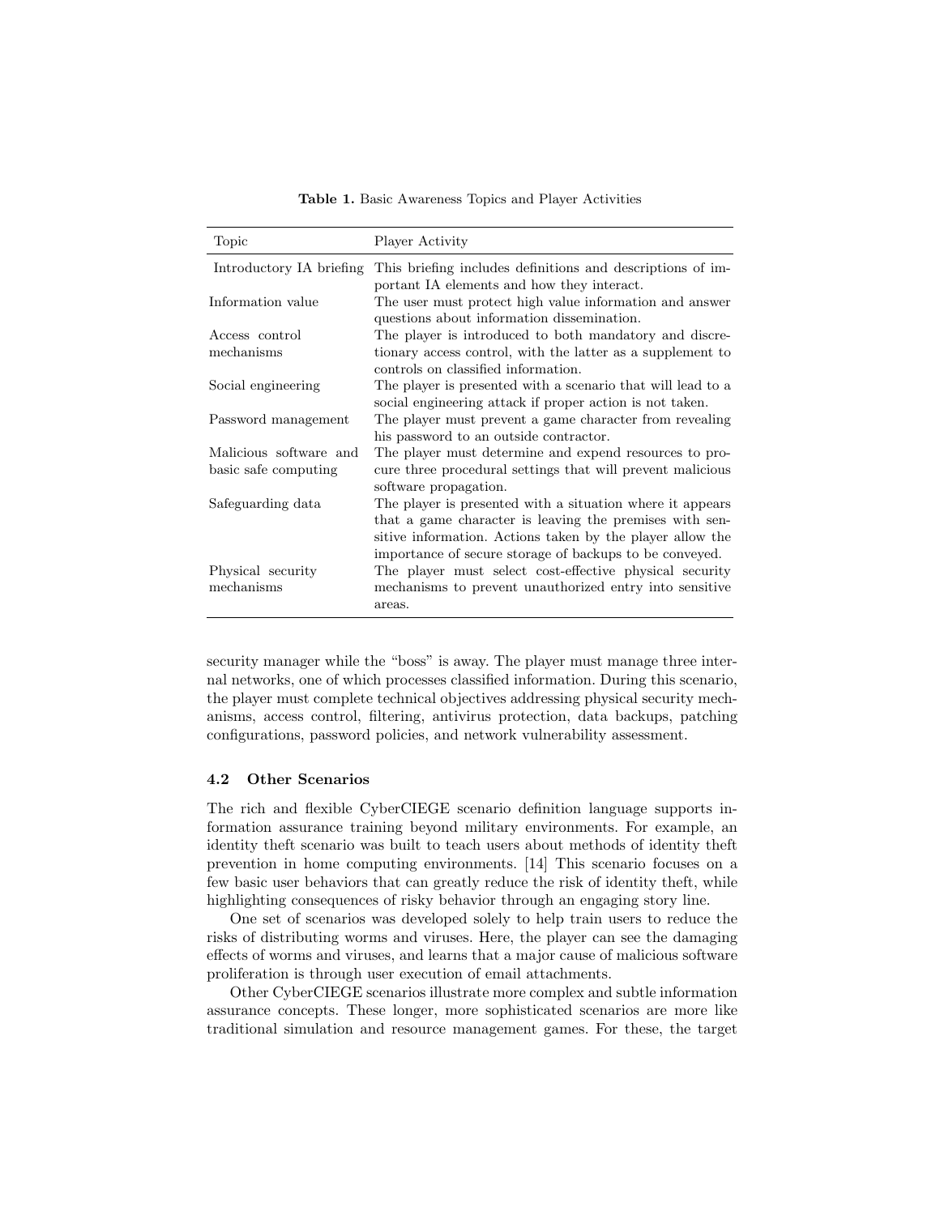**Table 1.** Basic Awareness Topics and Player Activities

| Topic | Player Activity |
|---|---|
| Introductory IA briefing | This briefing includes definitions and descriptions of important IA elements and how they interact. |
| Information value | The user must protect high value information and answer questions about information dissemination. |
| Access control mechanisms | The player is introduced to both mandatory and discretionary access control, with the latter as a supplement to controls on classified information. |
| Social engineering | The player is presented with a scenario that will lead to a social engineering attack if proper action is not taken. |
| Password management | The player must prevent a game character from revealing his password to an outside contractor. |
| Malicious software and basic safe computing | The player must determine and expend resources to procure three procedural settings that will prevent malicious software propagation. |
| Safeguarding data | The player is presented with a situation where it appears that a game character is leaving the premises with sensitive information. Actions taken by the player allow the importance of secure storage of backups to be conveyed. |
| Physical security mechanisms | The player must select cost-effective physical security mechanisms to prevent unauthorized entry into sensitive areas. |

security manager while the "boss" is away. The player must manage three internal networks, one of which processes classified information. During this scenario, the player must complete technical objectives addressing physical security mechanisms, access control, filtering, antivirus protection, data backups, patching configurations, password policies, and network vulnerability assessment.

### 4.2 Other Scenarios

The rich and flexible CyberCIEGE scenario definition language supports information assurance training beyond military environments. For example, an identity theft scenario was built to teach users about methods of identity theft prevention in home computing environments. [14] This scenario focuses on a few basic user behaviors that can greatly reduce the risk of identity theft, while highlighting consequences of risky behavior through an engaging story line.

One set of scenarios was developed solely to help train users to reduce the risks of distributing worms and viruses. Here, the player can see the damaging effects of worms and viruses, and learns that a major cause of malicious software proliferation is through user execution of email attachments.

Other CyberCIEGE scenarios illustrate more complex and subtle information assurance concepts. These longer, more sophisticated scenarios are more like traditional simulation and resource management games. For these, the target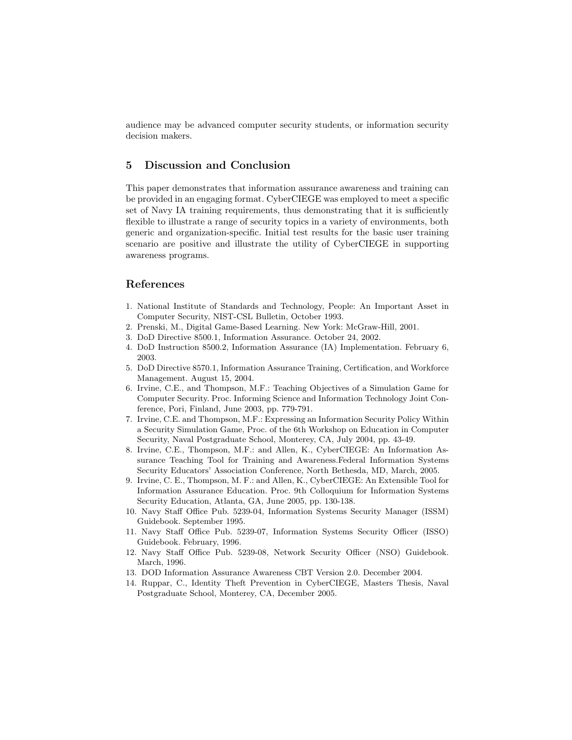audience may be advanced computer security students, or information security decision makers.

## 5 Discussion and Conclusion

This paper demonstrates that information assurance awareness and training can be provided in an engaging format. CyberCIEGE was employed to meet a specific set of Navy IA training requirements, thus demonstrating that it is sufficiently flexible to illustrate a range of security topics in a variety of environments, both generic and organization-specific. Initial test results for the basic user training scenario are positive and illustrate the utility of CyberCIEGE in supporting awareness programs.

## References

1. National Institute of Standards and Technology, People: An Important Asset in Computer Security, NIST-CSL Bulletin, October 1993.
2. Prenski, M., Digital Game-Based Learning. New York: McGraw-Hill, 2001.
3. DoD Directive 8500.1, Information Assurance. October 24, 2002.
4. DoD Instruction 8500.2, Information Assurance (IA) Implementation. February 6, 2003.
5. DoD Directive 8570.1, Information Assurance Training, Certification, and Workforce Management. August 15, 2004.
6. Irvine, C.E., and Thompson, M.F.: Teaching Objectives of a Simulation Game for Computer Security. Proc. Informing Science and Information Technology Joint Conference, Pori, Finland, June 2003, pp. 779-791.
7. Irvine, C.E. and Thompson, M.F.: Expressing an Information Security Policy Within a Security Simulation Game, Proc. of the 6th Workshop on Education in Computer Security, Naval Postgraduate School, Monterey, CA, July 2004, pp. 43-49.
8. Irvine, C.E., Thompson, M.F.: and Allen, K., CyberCIEGE: An Information Assurance Teaching Tool for Training and Awareness.Federal Information Systems Security Educators' Association Conference, North Bethesda, MD, March, 2005.
9. Irvine, C. E., Thompson, M. F.: and Allen, K., CyberCIEGE: An Extensible Tool for Information Assurance Education. Proc. 9th Colloquium for Information Systems Security Education, Atlanta, GA, June 2005, pp. 130-138.
10. Navy Staff Office Pub. 5239-04, Information Systems Security Manager (ISSM) Guidebook. September 1995.
11. Navy Staff Office Pub. 5239-07, Information Systems Security Officer (ISSO) Guidebook. February, 1996.
12. Navy Staff Office Pub. 5239-08, Network Security Officer (NSO) Guidebook. March, 1996.
13. DOD Information Assurance Awareness CBT Version 2.0. December 2004.
14. Ruppar, C., Identity Theft Prevention in CyberCIEGE, Masters Thesis, Naval Postgraduate School, Monterey, CA, December 2005.